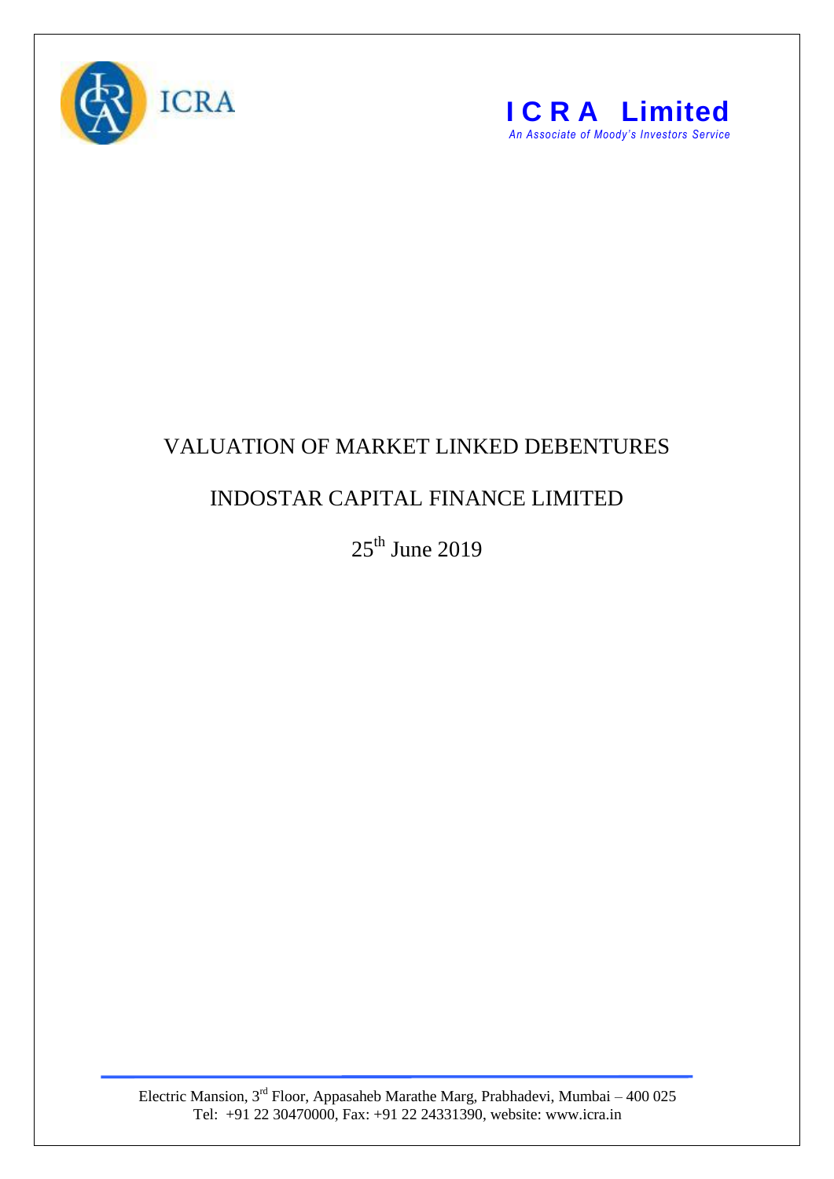ICRA

**I C R A Limited**
*An Associate of Moody's Investors Service*

# VALUATION OF MARKET LINKED DEBENTURES

## INDOSTAR CAPITAL FINANCE LIMITED

25th June 2019

Electric Mansion, 3rd Floor, Appasaheb Marathe Marg, Prabhadevi, Mumbai – 400 025
Tel: +91 22 30470000, Fax: +91 22 24331390, website: www.icra.in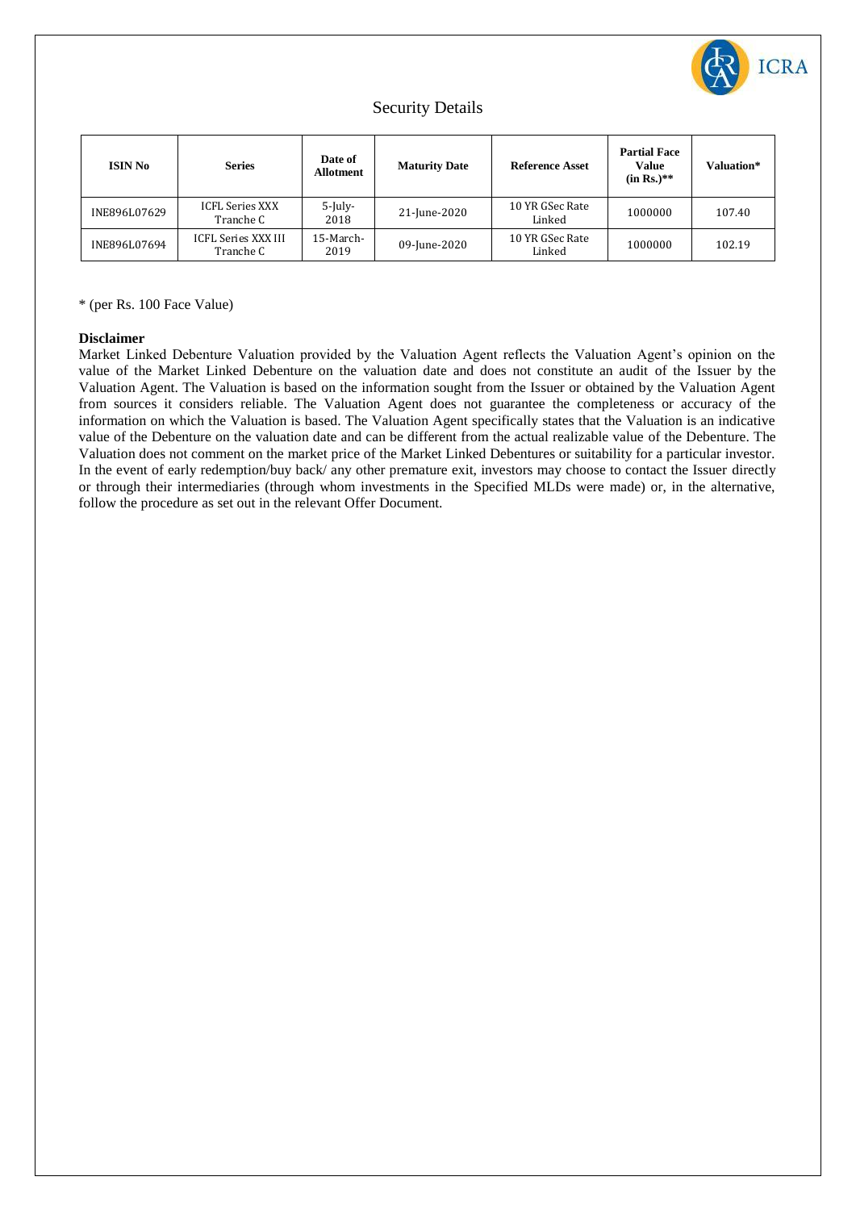## Security Details

| ISIN No | Series | Date of Allotment | Maturity Date | Reference Asset | Partial Face Value (in Rs.)** | Valuation* |
|---|---|---|---|---|---|---|
| INE896L07629 | ICFL Series XXX Tranche C | 5-July-2018 | 21-June-2020 | 10 YR GSec Rate Linked | 1000000 | 107.40 |
| INE896L07694 | ICFL Series XXX III Tranche C | 15-March-2019 | 09-June-2020 | 10 YR GSec Rate Linked | 1000000 | 102.19 |

* (per Rs. 100 Face Value)

**Disclaimer**

Market Linked Debenture Valuation provided by the Valuation Agent reflects the Valuation Agent's opinion on the value of the Market Linked Debenture on the valuation date and does not constitute an audit of the Issuer by the Valuation Agent. The Valuation is based on the information sought from the Issuer or obtained by the Valuation Agent from sources it considers reliable. The Valuation Agent does not guarantee the completeness or accuracy of the information on which the Valuation is based. The Valuation Agent specifically states that the Valuation is an indicative value of the Debenture on the valuation date and can be different from the actual realizable value of the Debenture. The Valuation does not comment on the market price of the Market Linked Debentures or suitability for a particular investor. In the event of early redemption/buy back/ any other premature exit, investors may choose to contact the Issuer directly or through their intermediaries (through whom investments in the Specified MLDs were made) or, in the alternative, follow the procedure as set out in the relevant Offer Document.